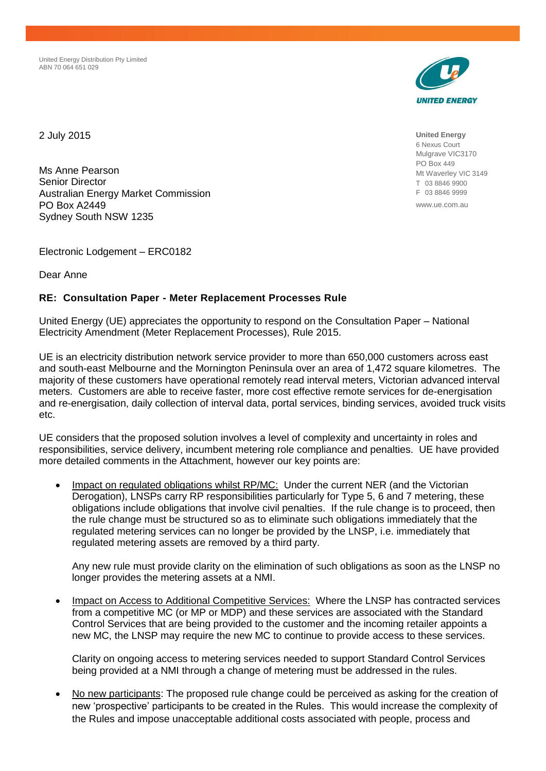United Energy Distribution Pty Limited
ABN 70 064 651 029

**United Energy**
6 Nexus Court
Mulgrave VIC3170
PO Box 449
Mt Waverley VIC 3149
T 03 8846 9900
F 03 8846 9999
www.ue.com.au

2 July 2015

Ms Anne Pearson
Senior Director
Australian Energy Market Commission
PO Box A2449
Sydney South NSW 1235

Electronic Lodgement – ERC0182

Dear Anne

**RE: Consultation Paper - Meter Replacement Processes Rule**

United Energy (UE) appreciates the opportunity to respond on the Consultation Paper – National Electricity Amendment (Meter Replacement Processes), Rule 2015.

UE is an electricity distribution network service provider to more than 650,000 customers across east and south-east Melbourne and the Mornington Peninsula over an area of 1,472 square kilometres. The majority of these customers have operational remotely read interval meters, Victorian advanced interval meters. Customers are able to receive faster, more cost effective remote services for de-energisation and re-energisation, daily collection of interval data, portal services, binding services, avoided truck visits etc.

UE considers that the proposed solution involves a level of complexity and uncertainty in roles and responsibilities, service delivery, incumbent metering role compliance and penalties. UE have provided more detailed comments in the Attachment, however our key points are:

- Impact on regulated obligations whilst RP/MC: Under the current NER (and the Victorian Derogation), LNSPs carry RP responsibilities particularly for Type 5, 6 and 7 metering, these obligations include obligations that involve civil penalties. If the rule change is to proceed, then the rule change must be structured so as to eliminate such obligations immediately that the regulated metering services can no longer be provided by the LNSP, i.e. immediately that regulated metering assets are removed by a third party.

  Any new rule must provide clarity on the elimination of such obligations as soon as the LNSP no longer provides the metering assets at a NMI.

- Impact on Access to Additional Competitive Services: Where the LNSP has contracted services from a competitive MC (or MP or MDP) and these services are associated with the Standard Control Services that are being provided to the customer and the incoming retailer appoints a new MC, the LNSP may require the new MC to continue to provide access to these services.

  Clarity on ongoing access to metering services needed to support Standard Control Services being provided at a NMI through a change of metering must be addressed in the rules.

- No new participants: The proposed rule change could be perceived as asking for the creation of new 'prospective' participants to be created in the Rules. This would increase the complexity of the Rules and impose unacceptable additional costs associated with people, process and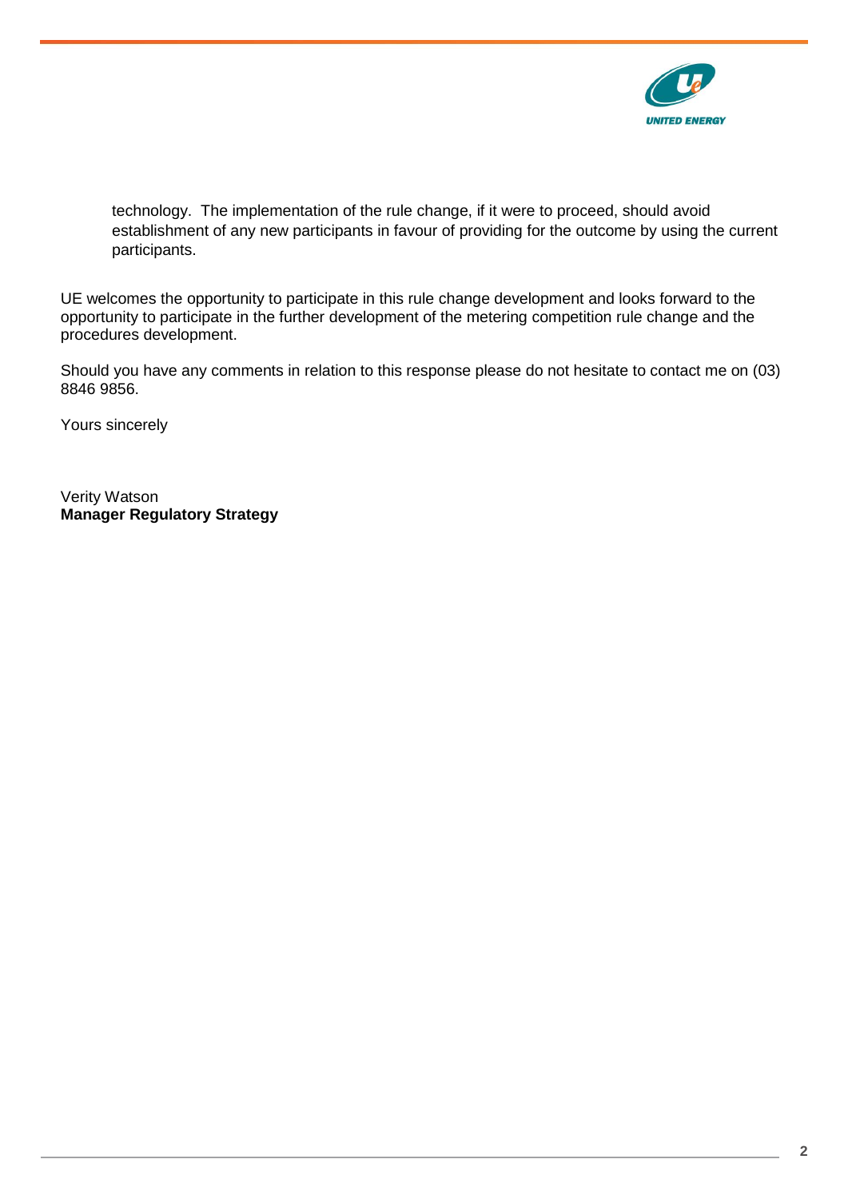technology. The implementation of the rule change, if it were to proceed, should avoid establishment of any new participants in favour of providing for the outcome by using the current participants.

UE welcomes the opportunity to participate in this rule change development and looks forward to the opportunity to participate in the further development of the metering competition rule change and the procedures development.

Should you have any comments in relation to this response please do not hesitate to contact me on (03) 8846 9856.

Yours sincerely

Verity Watson
**Manager Regulatory Strategy**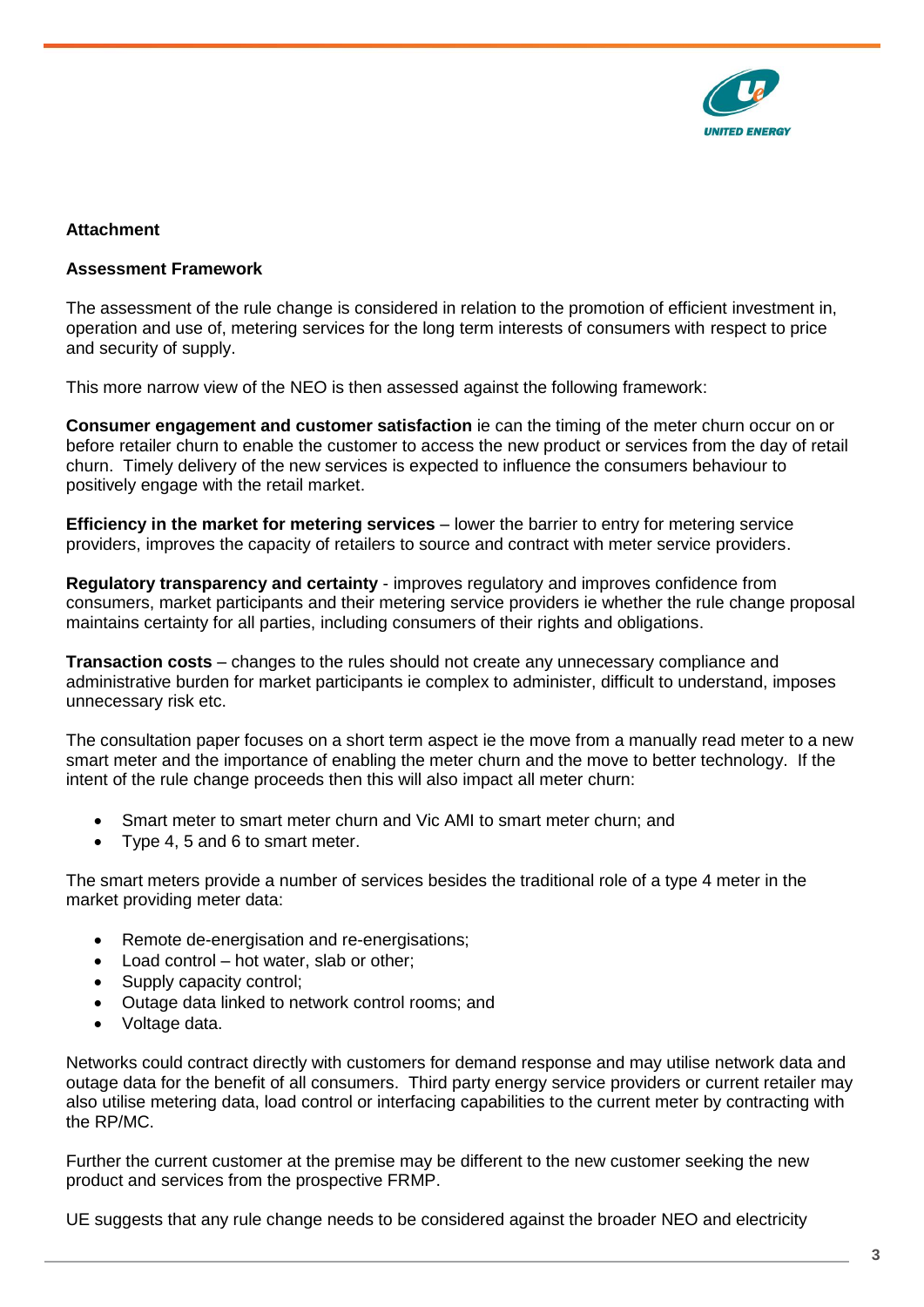**Attachment**

**Assessment Framework**

The assessment of the rule change is considered in relation to the promotion of efficient investment in, operation and use of, metering services for the long term interests of consumers with respect to price and security of supply.

This more narrow view of the NEO is then assessed against the following framework:

**Consumer engagement and customer satisfaction** ie can the timing of the meter churn occur on or before retailer churn to enable the customer to access the new product or services from the day of retail churn. Timely delivery of the new services is expected to influence the consumers behaviour to positively engage with the retail market.

**Efficiency in the market for metering services** – lower the barrier to entry for metering service providers, improves the capacity of retailers to source and contract with meter service providers.

**Regulatory transparency and certainty** - improves regulatory and improves confidence from consumers, market participants and their metering service providers ie whether the rule change proposal maintains certainty for all parties, including consumers of their rights and obligations.

**Transaction costs** – changes to the rules should not create any unnecessary compliance and administrative burden for market participants ie complex to administer, difficult to understand, imposes unnecessary risk etc.

The consultation paper focuses on a short term aspect ie the move from a manually read meter to a new smart meter and the importance of enabling the meter churn and the move to better technology. If the intent of the rule change proceeds then this will also impact all meter churn:

- Smart meter to smart meter churn and Vic AMI to smart meter churn; and
- Type 4, 5 and 6 to smart meter.

The smart meters provide a number of services besides the traditional role of a type 4 meter in the market providing meter data:

- Remote de-energisation and re-energisations;
- Load control – hot water, slab or other;
- Supply capacity control;
- Outage data linked to network control rooms; and
- Voltage data.

Networks could contract directly with customers for demand response and may utilise network data and outage data for the benefit of all consumers. Third party energy service providers or current retailer may also utilise metering data, load control or interfacing capabilities to the current meter by contracting with the RP/MC.

Further the current customer at the premise may be different to the new customer seeking the new product and services from the prospective FRMP.

UE suggests that any rule change needs to be considered against the broader NEO and electricity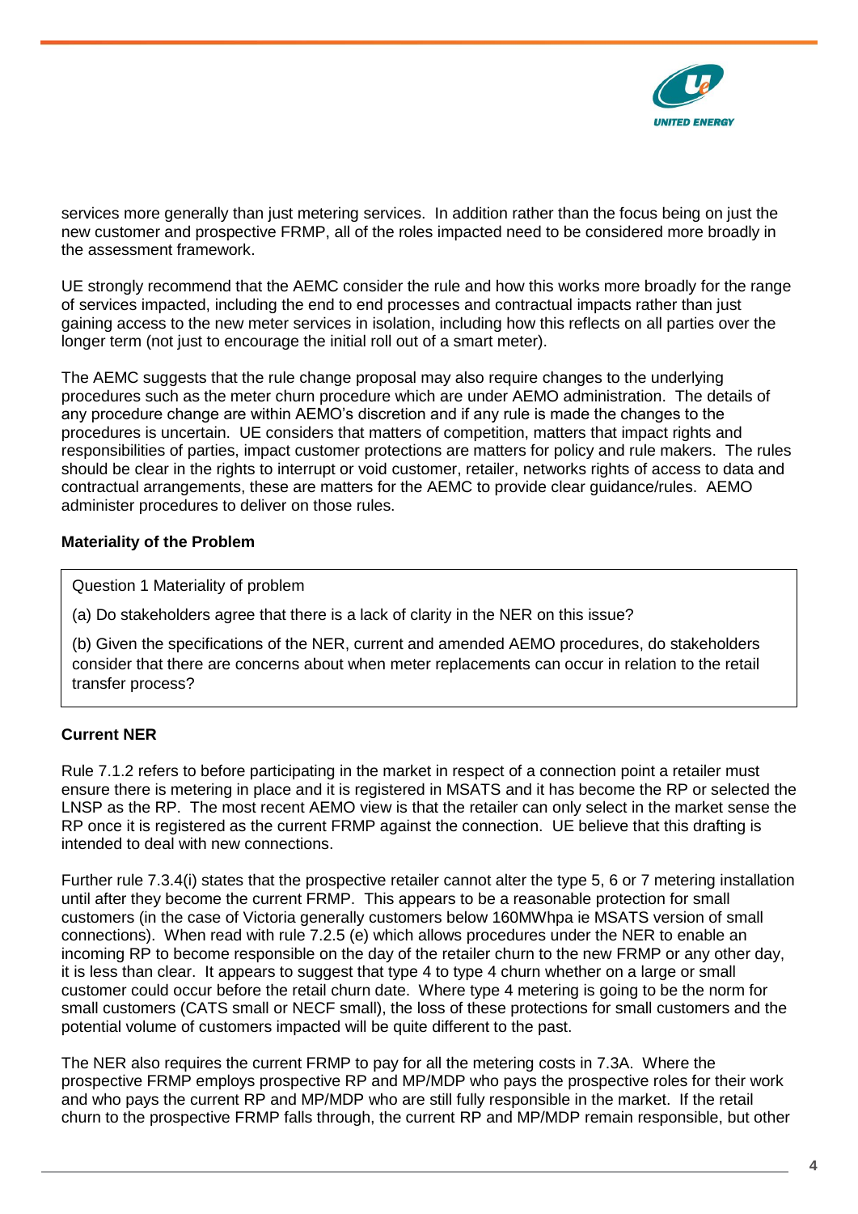services more generally than just metering services. In addition rather than the focus being on just the new customer and prospective FRMP, all of the roles impacted need to be considered more broadly in the assessment framework.

UE strongly recommend that the AEMC consider the rule and how this works more broadly for the range of services impacted, including the end to end processes and contractual impacts rather than just gaining access to the new meter services in isolation, including how this reflects on all parties over the longer term (not just to encourage the initial roll out of a smart meter).

The AEMC suggests that the rule change proposal may also require changes to the underlying procedures such as the meter churn procedure which are under AEMO administration. The details of any procedure change are within AEMO's discretion and if any rule is made the changes to the procedures is uncertain. UE considers that matters of competition, matters that impact rights and responsibilities of parties, impact customer protections are matters for policy and rule makers. The rules should be clear in the rights to interrupt or void customer, retailer, networks rights of access to data and contractual arrangements, these are matters for the AEMC to provide clear guidance/rules. AEMO administer procedures to deliver on those rules.

**Materiality of the Problem**

> Question 1 Materiality of problem
>
> (a) Do stakeholders agree that there is a lack of clarity in the NER on this issue?
>
> (b) Given the specifications of the NER, current and amended AEMO procedures, do stakeholders consider that there are concerns about when meter replacements can occur in relation to the retail transfer process?

**Current NER**

Rule 7.1.2 refers to before participating in the market in respect of a connection point a retailer must ensure there is metering in place and it is registered in MSATS and it has become the RP or selected the LNSP as the RP. The most recent AEMO view is that the retailer can only select in the market sense the RP once it is registered as the current FRMP against the connection. UE believe that this drafting is intended to deal with new connections.

Further rule 7.3.4(i) states that the prospective retailer cannot alter the type 5, 6 or 7 metering installation until after they become the current FRMP. This appears to be a reasonable protection for small customers (in the case of Victoria generally customers below 160MWhpa ie MSATS version of small connections). When read with rule 7.2.5 (e) which allows procedures under the NER to enable an incoming RP to become responsible on the day of the retailer churn to the new FRMP or any other day, it is less than clear. It appears to suggest that type 4 to type 4 churn whether on a large or small customer could occur before the retail churn date. Where type 4 metering is going to be the norm for small customers (CATS small or NECF small), the loss of these protections for small customers and the potential volume of customers impacted will be quite different to the past.

The NER also requires the current FRMP to pay for all the metering costs in 7.3A. Where the prospective FRMP employs prospective RP and MP/MDP who pays the prospective roles for their work and who pays the current RP and MP/MDP who are still fully responsible in the market. If the retail churn to the prospective FRMP falls through, the current RP and MP/MDP remain responsible, but other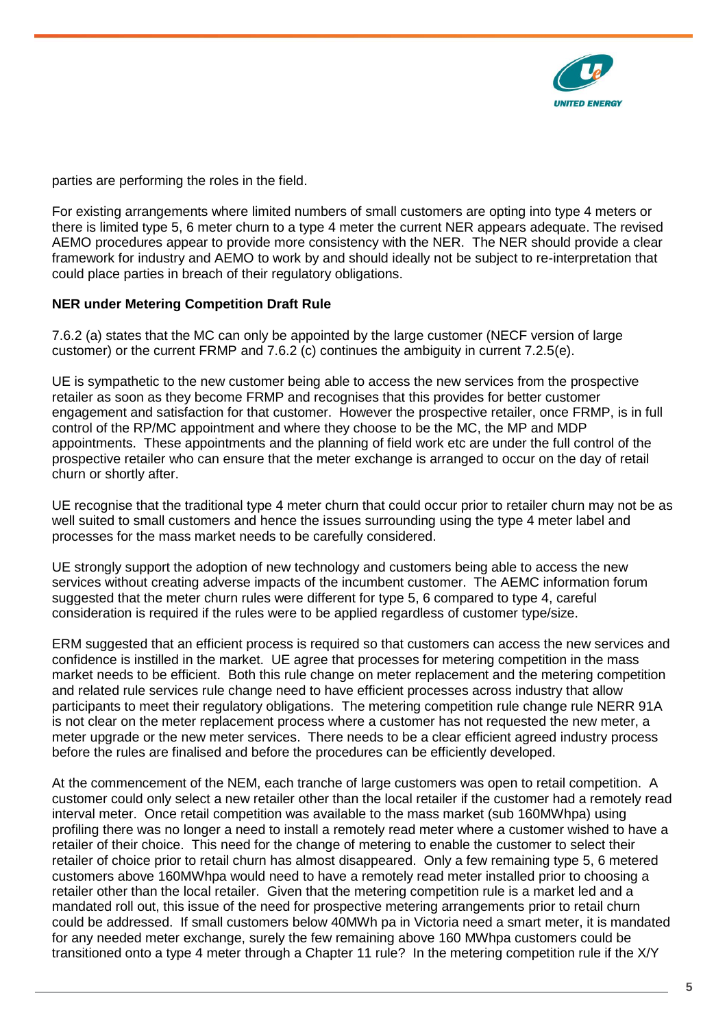parties are performing the roles in the field.

For existing arrangements where limited numbers of small customers are opting into type 4 meters or there is limited type 5, 6 meter churn to a type 4 meter the current NER appears adequate. The revised AEMO procedures appear to provide more consistency with the NER. The NER should provide a clear framework for industry and AEMO to work by and should ideally not be subject to re-interpretation that could place parties in breach of their regulatory obligations.

**NER under Metering Competition Draft Rule**

7.6.2 (a) states that the MC can only be appointed by the large customer (NECF version of large customer) or the current FRMP and 7.6.2 (c) continues the ambiguity in current 7.2.5(e).

UE is sympathetic to the new customer being able to access the new services from the prospective retailer as soon as they become FRMP and recognises that this provides for better customer engagement and satisfaction for that customer. However the prospective retailer, once FRMP, is in full control of the RP/MC appointment and where they choose to be the MC, the MP and MDP appointments. These appointments and the planning of field work etc are under the full control of the prospective retailer who can ensure that the meter exchange is arranged to occur on the day of retail churn or shortly after.

UE recognise that the traditional type 4 meter churn that could occur prior to retailer churn may not be as well suited to small customers and hence the issues surrounding using the type 4 meter label and processes for the mass market needs to be carefully considered.

UE strongly support the adoption of new technology and customers being able to access the new services without creating adverse impacts of the incumbent customer. The AEMC information forum suggested that the meter churn rules were different for type 5, 6 compared to type 4, careful consideration is required if the rules were to be applied regardless of customer type/size.

ERM suggested that an efficient process is required so that customers can access the new services and confidence is instilled in the market. UE agree that processes for metering competition in the mass market needs to be efficient. Both this rule change on meter replacement and the metering competition and related rule services rule change need to have efficient processes across industry that allow participants to meet their regulatory obligations. The metering competition rule change rule NERR 91A is not clear on the meter replacement process where a customer has not requested the new meter, a meter upgrade or the new meter services. There needs to be a clear efficient agreed industry process before the rules are finalised and before the procedures can be efficiently developed.

At the commencement of the NEM, each tranche of large customers was open to retail competition. A customer could only select a new retailer other than the local retailer if the customer had a remotely read interval meter. Once retail competition was available to the mass market (sub 160MWhpa) using profiling there was no longer a need to install a remotely read meter where a customer wished to have a retailer of their choice. This need for the change of metering to enable the customer to select their retailer of choice prior to retail churn has almost disappeared. Only a few remaining type 5, 6 metered customers above 160MWhpa would need to have a remotely read meter installed prior to choosing a retailer other than the local retailer. Given that the metering competition rule is a market led and a mandated roll out, this issue of the need for prospective metering arrangements prior to retail churn could be addressed. If small customers below 40MWh pa in Victoria need a smart meter, it is mandated for any needed meter exchange, surely the few remaining above 160 MWhpa customers could be transitioned onto a type 4 meter through a Chapter 11 rule? In the metering competition rule if the X/Y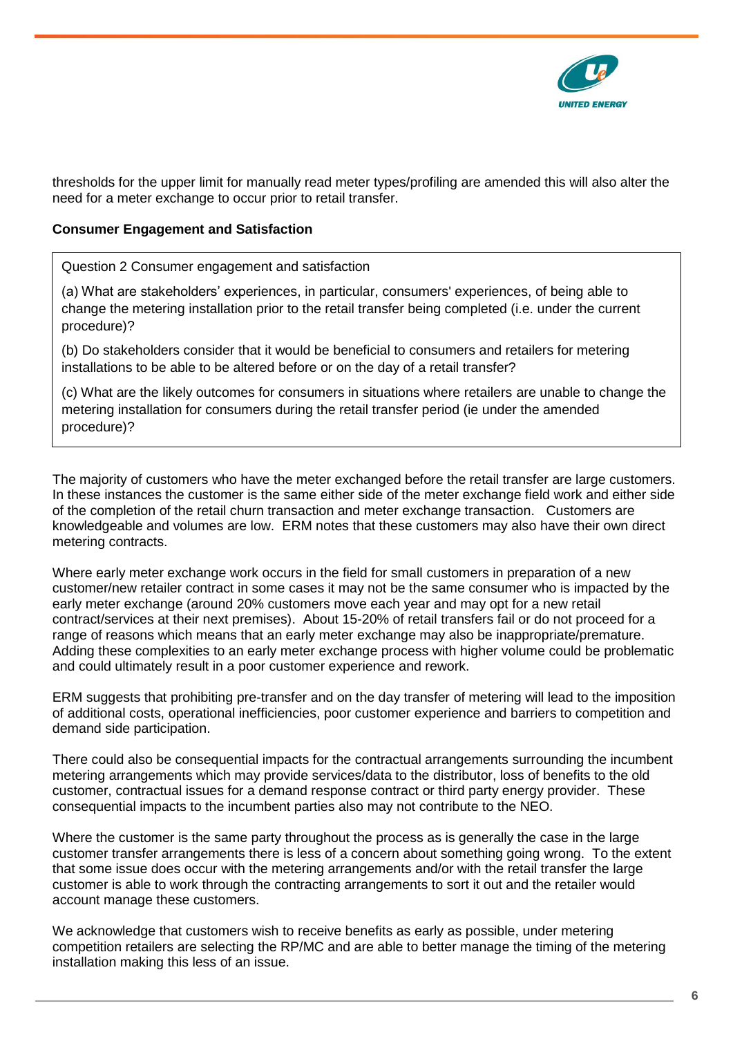thresholds for the upper limit for manually read meter types/profiling are amended this will also alter the need for a meter exchange to occur prior to retail transfer.

**Consumer Engagement and Satisfaction**

> Question 2 Consumer engagement and satisfaction
>
> (a) What are stakeholders' experiences, in particular, consumers' experiences, of being able to change the metering installation prior to the retail transfer being completed (i.e. under the current procedure)?
>
> (b) Do stakeholders consider that it would be beneficial to consumers and retailers for metering installations to be able to be altered before or on the day of a retail transfer?
>
> (c) What are the likely outcomes for consumers in situations where retailers are unable to change the metering installation for consumers during the retail transfer period (ie under the amended procedure)?

The majority of customers who have the meter exchanged before the retail transfer are large customers. In these instances the customer is the same either side of the meter exchange field work and either side of the completion of the retail churn transaction and meter exchange transaction. Customers are knowledgeable and volumes are low. ERM notes that these customers may also have their own direct metering contracts.

Where early meter exchange work occurs in the field for small customers in preparation of a new customer/new retailer contract in some cases it may not be the same consumer who is impacted by the early meter exchange (around 20% customers move each year and may opt for a new retail contract/services at their next premises). About 15-20% of retail transfers fail or do not proceed for a range of reasons which means that an early meter exchange may also be inappropriate/premature. Adding these complexities to an early meter exchange process with higher volume could be problematic and could ultimately result in a poor customer experience and rework.

ERM suggests that prohibiting pre-transfer and on the day transfer of metering will lead to the imposition of additional costs, operational inefficiencies, poor customer experience and barriers to competition and demand side participation.

There could also be consequential impacts for the contractual arrangements surrounding the incumbent metering arrangements which may provide services/data to the distributor, loss of benefits to the old customer, contractual issues for a demand response contract or third party energy provider. These consequential impacts to the incumbent parties also may not contribute to the NEO.

Where the customer is the same party throughout the process as is generally the case in the large customer transfer arrangements there is less of a concern about something going wrong. To the extent that some issue does occur with the metering arrangements and/or with the retail transfer the large customer is able to work through the contracting arrangements to sort it out and the retailer would account manage these customers.

We acknowledge that customers wish to receive benefits as early as possible, under metering competition retailers are selecting the RP/MC and are able to better manage the timing of the metering installation making this less of an issue.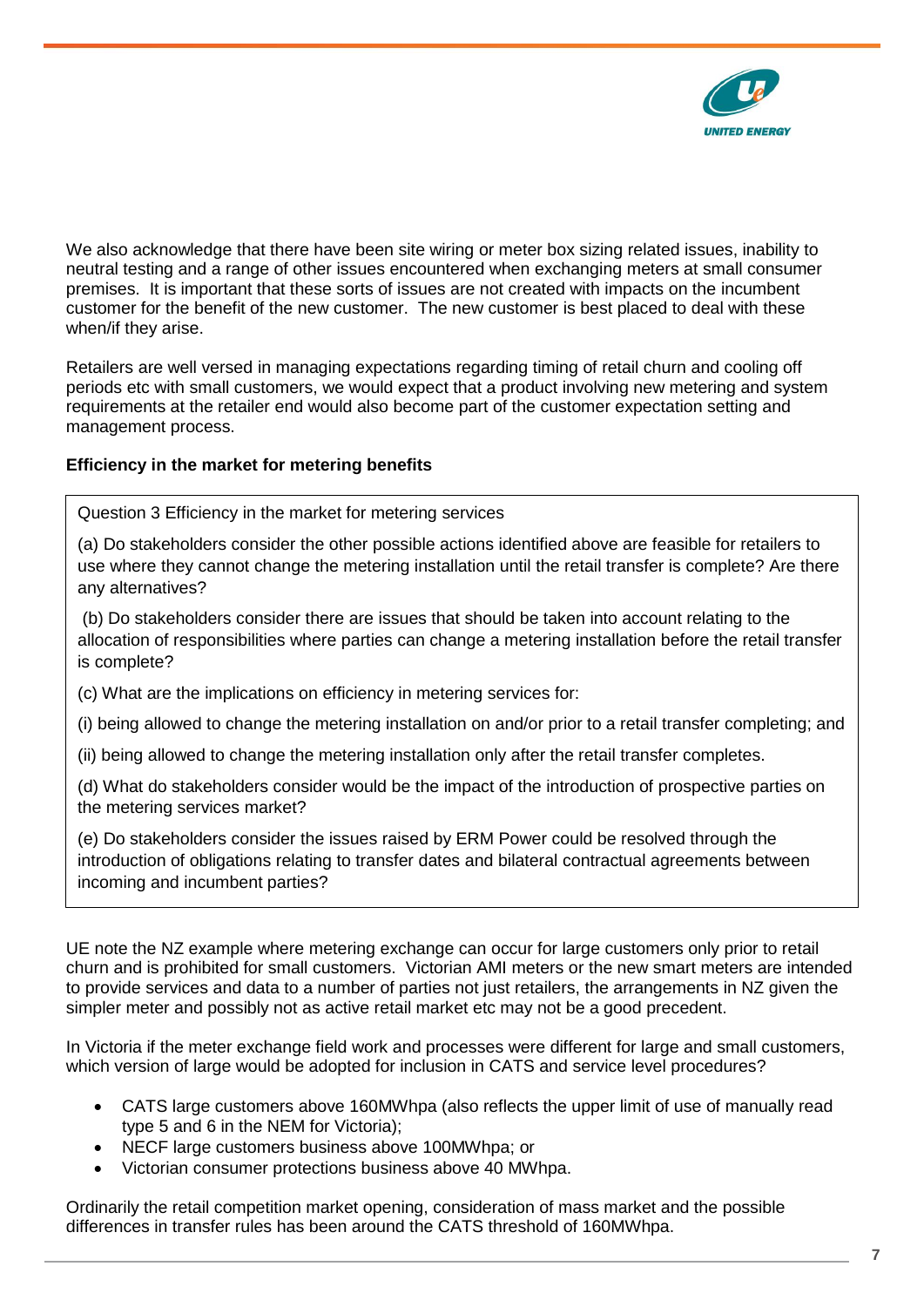We also acknowledge that there have been site wiring or meter box sizing related issues, inability to neutral testing and a range of other issues encountered when exchanging meters at small consumer premises. It is important that these sorts of issues are not created with impacts on the incumbent customer for the benefit of the new customer. The new customer is best placed to deal with these when/if they arise.

Retailers are well versed in managing expectations regarding timing of retail churn and cooling off periods etc with small customers, we would expect that a product involving new metering and system requirements at the retailer end would also become part of the customer expectation setting and management process.

**Efficiency in the market for metering benefits**

> Question 3 Efficiency in the market for metering services
>
> (a) Do stakeholders consider the other possible actions identified above are feasible for retailers to use where they cannot change the metering installation until the retail transfer is complete? Are there any alternatives?
>
> (b) Do stakeholders consider there are issues that should be taken into account relating to the allocation of responsibilities where parties can change a metering installation before the retail transfer is complete?
>
> (c) What are the implications on efficiency in metering services for:
>
> (i) being allowed to change the metering installation on and/or prior to a retail transfer completing; and
>
> (ii) being allowed to change the metering installation only after the retail transfer completes.
>
> (d) What do stakeholders consider would be the impact of the introduction of prospective parties on the metering services market?
>
> (e) Do stakeholders consider the issues raised by ERM Power could be resolved through the introduction of obligations relating to transfer dates and bilateral contractual agreements between incoming and incumbent parties?

UE note the NZ example where metering exchange can occur for large customers only prior to retail churn and is prohibited for small customers. Victorian AMI meters or the new smart meters are intended to provide services and data to a number of parties not just retailers, the arrangements in NZ given the simpler meter and possibly not as active retail market etc may not be a good precedent.

In Victoria if the meter exchange field work and processes were different for large and small customers, which version of large would be adopted for inclusion in CATS and service level procedures?

- CATS large customers above 160MWhpa (also reflects the upper limit of use of manually read type 5 and 6 in the NEM for Victoria);
- NECF large customers business above 100MWhpa; or
- Victorian consumer protections business above 40 MWhpa.

Ordinarily the retail competition market opening, consideration of mass market and the possible differences in transfer rules has been around the CATS threshold of 160MWhpa.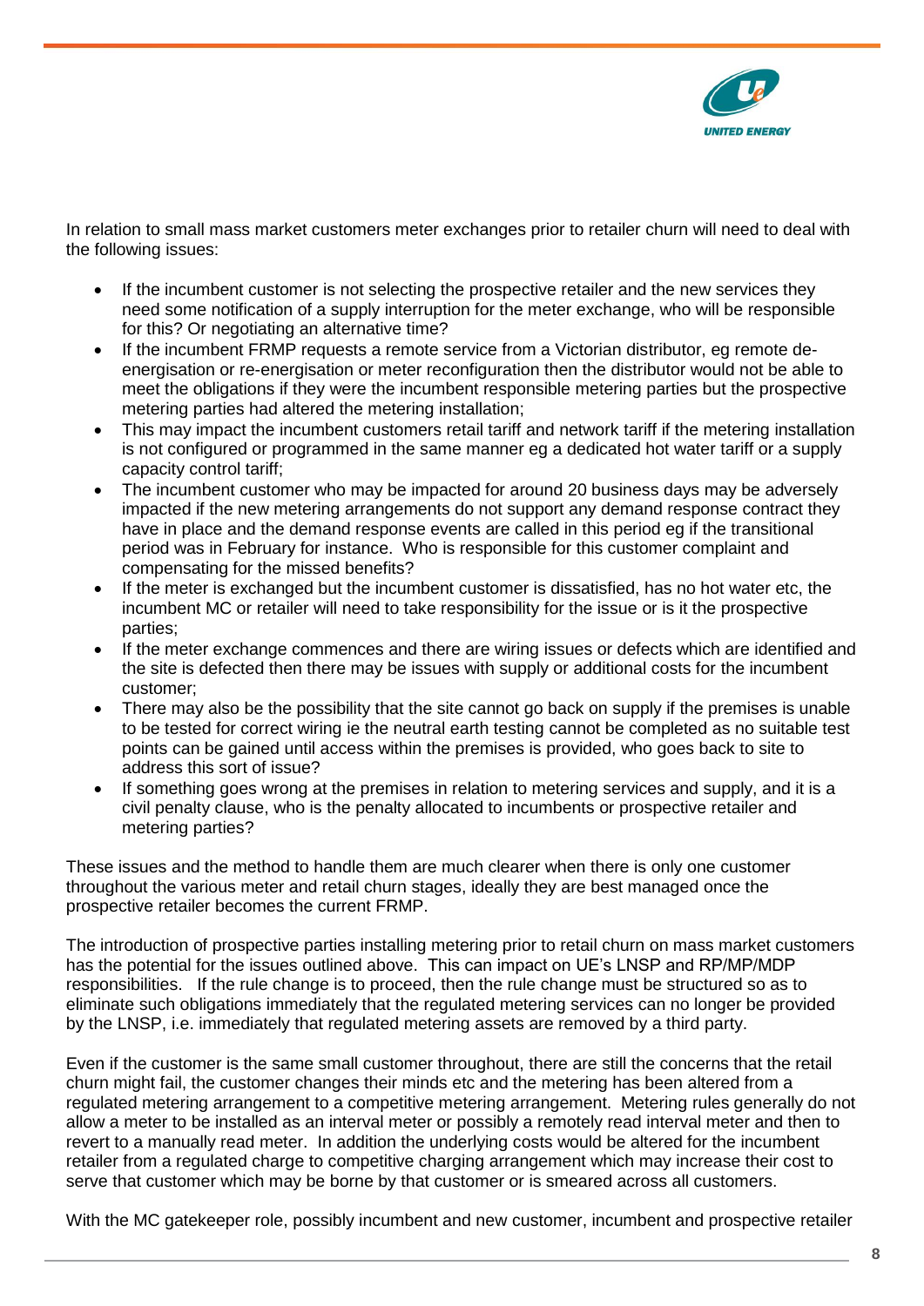In relation to small mass market customers meter exchanges prior to retailer churn will need to deal with the following issues:

- If the incumbent customer is not selecting the prospective retailer and the new services they need some notification of a supply interruption for the meter exchange, who will be responsible for this? Or negotiating an alternative time?
- If the incumbent FRMP requests a remote service from a Victorian distributor, eg remote de-energisation or re-energisation or meter reconfiguration then the distributor would not be able to meet the obligations if they were the incumbent responsible metering parties but the prospective metering parties had altered the metering installation;
- This may impact the incumbent customers retail tariff and network tariff if the metering installation is not configured or programmed in the same manner eg a dedicated hot water tariff or a supply capacity control tariff;
- The incumbent customer who may be impacted for around 20 business days may be adversely impacted if the new metering arrangements do not support any demand response contract they have in place and the demand response events are called in this period eg if the transitional period was in February for instance. Who is responsible for this customer complaint and compensating for the missed benefits?
- If the meter is exchanged but the incumbent customer is dissatisfied, has no hot water etc, the incumbent MC or retailer will need to take responsibility for the issue or is it the prospective parties;
- If the meter exchange commences and there are wiring issues or defects which are identified and the site is defected then there may be issues with supply or additional costs for the incumbent customer;
- There may also be the possibility that the site cannot go back on supply if the premises is unable to be tested for correct wiring ie the neutral earth testing cannot be completed as no suitable test points can be gained until access within the premises is provided, who goes back to site to address this sort of issue?
- If something goes wrong at the premises in relation to metering services and supply, and it is a civil penalty clause, who is the penalty allocated to incumbents or prospective retailer and metering parties?

These issues and the method to handle them are much clearer when there is only one customer throughout the various meter and retail churn stages, ideally they are best managed once the prospective retailer becomes the current FRMP.

The introduction of prospective parties installing metering prior to retail churn on mass market customers has the potential for the issues outlined above. This can impact on UE's LNSP and RP/MP/MDP responsibilities. If the rule change is to proceed, then the rule change must be structured so as to eliminate such obligations immediately that the regulated metering services can no longer be provided by the LNSP, i.e. immediately that regulated metering assets are removed by a third party.

Even if the customer is the same small customer throughout, there are still the concerns that the retail churn might fail, the customer changes their minds etc and the metering has been altered from a regulated metering arrangement to a competitive metering arrangement. Metering rules generally do not allow a meter to be installed as an interval meter or possibly a remotely read interval meter and then to revert to a manually read meter. In addition the underlying costs would be altered for the incumbent retailer from a regulated charge to competitive charging arrangement which may increase their cost to serve that customer which may be borne by that customer or is smeared across all customers.

With the MC gatekeeper role, possibly incumbent and new customer, incumbent and prospective retailer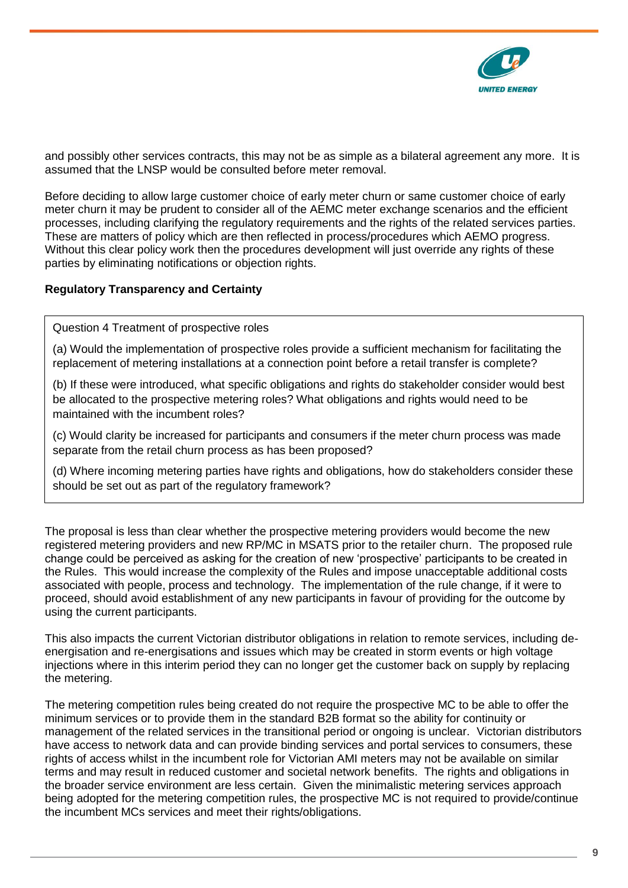and possibly other services contracts, this may not be as simple as a bilateral agreement any more. It is assumed that the LNSP would be consulted before meter removal.

Before deciding to allow large customer choice of early meter churn or same customer choice of early meter churn it may be prudent to consider all of the AEMC meter exchange scenarios and the efficient processes, including clarifying the regulatory requirements and the rights of the related services parties. These are matters of policy which are then reflected in process/procedures which AEMO progress. Without this clear policy work then the procedures development will just override any rights of these parties by eliminating notifications or objection rights.

**Regulatory Transparency and Certainty**

> Question 4 Treatment of prospective roles
>
> (a) Would the implementation of prospective roles provide a sufficient mechanism for facilitating the replacement of metering installations at a connection point before a retail transfer is complete?
>
> (b) If these were introduced, what specific obligations and rights do stakeholder consider would best be allocated to the prospective metering roles? What obligations and rights would need to be maintained with the incumbent roles?
>
> (c) Would clarity be increased for participants and consumers if the meter churn process was made separate from the retail churn process as has been proposed?
>
> (d) Where incoming metering parties have rights and obligations, how do stakeholders consider these should be set out as part of the regulatory framework?

The proposal is less than clear whether the prospective metering providers would become the new registered metering providers and new RP/MC in MSATS prior to the retailer churn. The proposed rule change could be perceived as asking for the creation of new 'prospective' participants to be created in the Rules. This would increase the complexity of the Rules and impose unacceptable additional costs associated with people, process and technology. The implementation of the rule change, if it were to proceed, should avoid establishment of any new participants in favour of providing for the outcome by using the current participants.

This also impacts the current Victorian distributor obligations in relation to remote services, including de-energisation and re-energisations and issues which may be created in storm events or high voltage injections where in this interim period they can no longer get the customer back on supply by replacing the metering.

The metering competition rules being created do not require the prospective MC to be able to offer the minimum services or to provide them in the standard B2B format so the ability for continuity or management of the related services in the transitional period or ongoing is unclear. Victorian distributors have access to network data and can provide binding services and portal services to consumers, these rights of access whilst in the incumbent role for Victorian AMI meters may not be available on similar terms and may result in reduced customer and societal network benefits. The rights and obligations in the broader service environment are less certain. Given the minimalistic metering services approach being adopted for the metering competition rules, the prospective MC is not required to provide/continue the incumbent MCs services and meet their rights/obligations.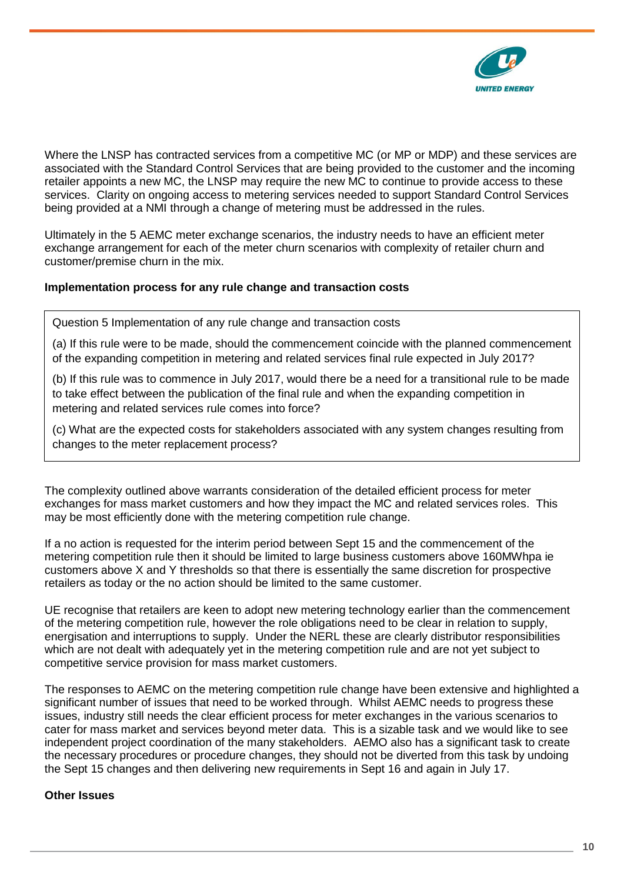Where the LNSP has contracted services from a competitive MC (or MP or MDP) and these services are associated with the Standard Control Services that are being provided to the customer and the incoming retailer appoints a new MC, the LNSP may require the new MC to continue to provide access to these services. Clarity on ongoing access to metering services needed to support Standard Control Services being provided at a NMI through a change of metering must be addressed in the rules.

Ultimately in the 5 AEMC meter exchange scenarios, the industry needs to have an efficient meter exchange arrangement for each of the meter churn scenarios with complexity of retailer churn and customer/premise churn in the mix.

**Implementation process for any rule change and transaction costs**

> Question 5 Implementation of any rule change and transaction costs
>
> (a) If this rule were to be made, should the commencement coincide with the planned commencement of the expanding competition in metering and related services final rule expected in July 2017?
>
> (b) If this rule was to commence in July 2017, would there be a need for a transitional rule to be made to take effect between the publication of the final rule and when the expanding competition in metering and related services rule comes into force?
>
> (c) What are the expected costs for stakeholders associated with any system changes resulting from changes to the meter replacement process?

The complexity outlined above warrants consideration of the detailed efficient process for meter exchanges for mass market customers and how they impact the MC and related services roles. This may be most efficiently done with the metering competition rule change.

If a no action is requested for the interim period between Sept 15 and the commencement of the metering competition rule then it should be limited to large business customers above 160MWhpa ie customers above X and Y thresholds so that there is essentially the same discretion for prospective retailers as today or the no action should be limited to the same customer.

UE recognise that retailers are keen to adopt new metering technology earlier than the commencement of the metering competition rule, however the role obligations need to be clear in relation to supply, energisation and interruptions to supply. Under the NERL these are clearly distributor responsibilities which are not dealt with adequately yet in the metering competition rule and are not yet subject to competitive service provision for mass market customers.

The responses to AEMC on the metering competition rule change have been extensive and highlighted a significant number of issues that need to be worked through. Whilst AEMC needs to progress these issues, industry still needs the clear efficient process for meter exchanges in the various scenarios to cater for mass market and services beyond meter data. This is a sizable task and we would like to see independent project coordination of the many stakeholders. AEMO also has a significant task to create the necessary procedures or procedure changes, they should not be diverted from this task by undoing the Sept 15 changes and then delivering new requirements in Sept 16 and again in July 17.

**Other Issues**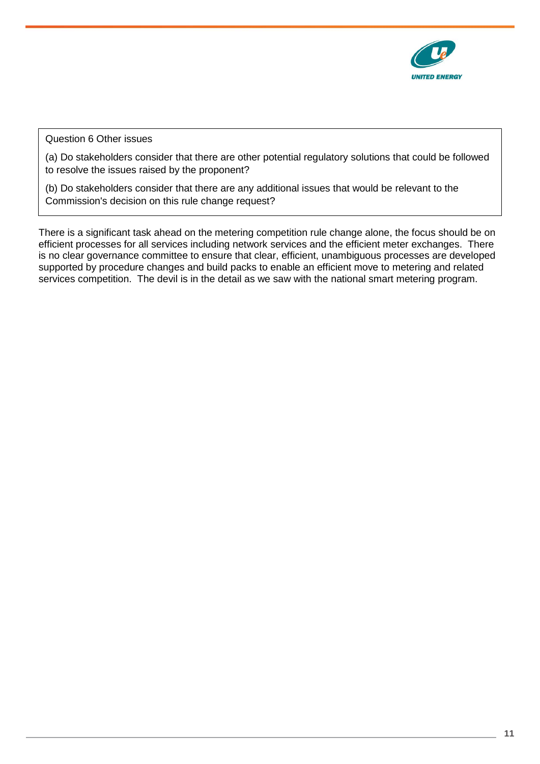Question 6 Other issues

(a) Do stakeholders consider that there are other potential regulatory solutions that could be followed to resolve the issues raised by the proponent?

(b) Do stakeholders consider that there are any additional issues that would be relevant to the Commission's decision on this rule change request?

There is a significant task ahead on the metering competition rule change alone, the focus should be on efficient processes for all services including network services and the efficient meter exchanges. There is no clear governance committee to ensure that clear, efficient, unambiguous processes are developed supported by procedure changes and build packs to enable an efficient move to metering and related services competition. The devil is in the detail as we saw with the national smart metering program.